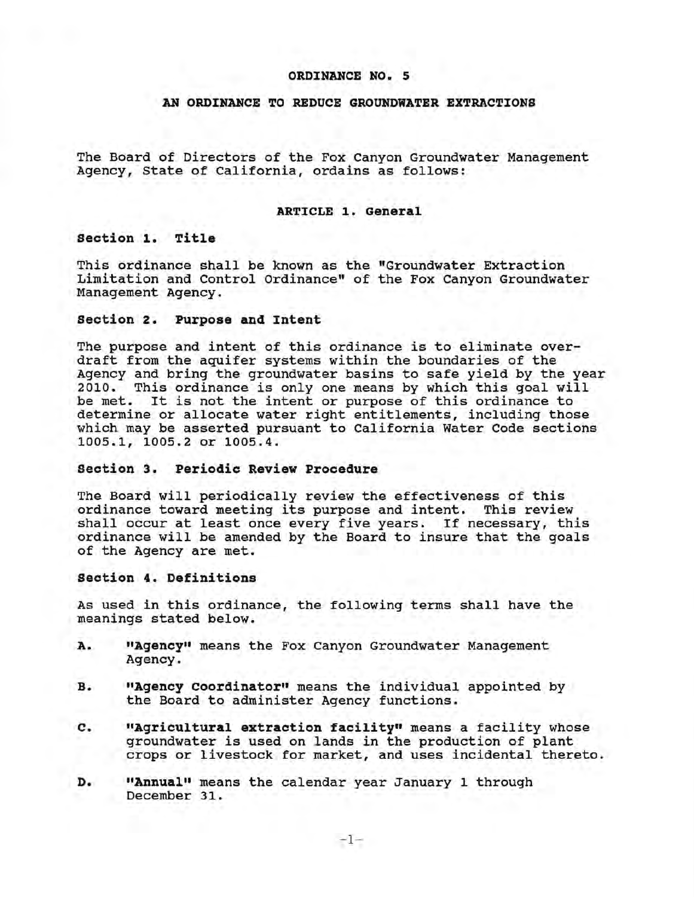# ORDINANCE NO. 5

## AN ORDINANCE TO REDUCE GROUNDWATER EXTRACTIONS

The Board of Directors of the Fox Canyon Groundwater Management Agency, State of California, ordains as follows:

### ARTICLE 1. General

#### Section 1. Title

This ordinance shall be known as the "Groundwater Extraction Limitation and Control Ordinance" of the Fox Canyon Groundwater Management Agency.

#### Section 2. Purpose and Intent

The purpose and intent of this ordinance is to eliminate overdraft from the aquifer systems within the boundaries of the Agency and bring the groundwater basins to safe yield by the year 2010. This ordinance is only one means by which this goal will be met. It is not the intent or purpose of this ordinance to determine or allocate water right entitlements, including those which may be asserted pursuant to California Water Code sections 1005.1, 1005.2 or 1005.4.

#### Section 3. Periodic Review Procedure

The Board will periodically review the effectiveness of this ordinance toward meeting its purpose and intent. This review shall occur at least once every five years. If necessary, this ordinance will be amended by the Board to insure that the goals of the Agency are met.

#### Section 4. Definitions

As used in this ordinance, the following terms shall have the meanings stated below.

A. **"Agency"** means the Fox Canyon Groundwater Management Agency.

B. **"Agency Coordinator"** means the individual appointed by the Board to administer Agency functions.

C. **"Agricultural extraction facility"** means a facility whose groundwater is used on lands in the production of plant crops or livestock for market, and uses incidental thereto.

D. **"Annual"** means the calendar year January 1 through December 31.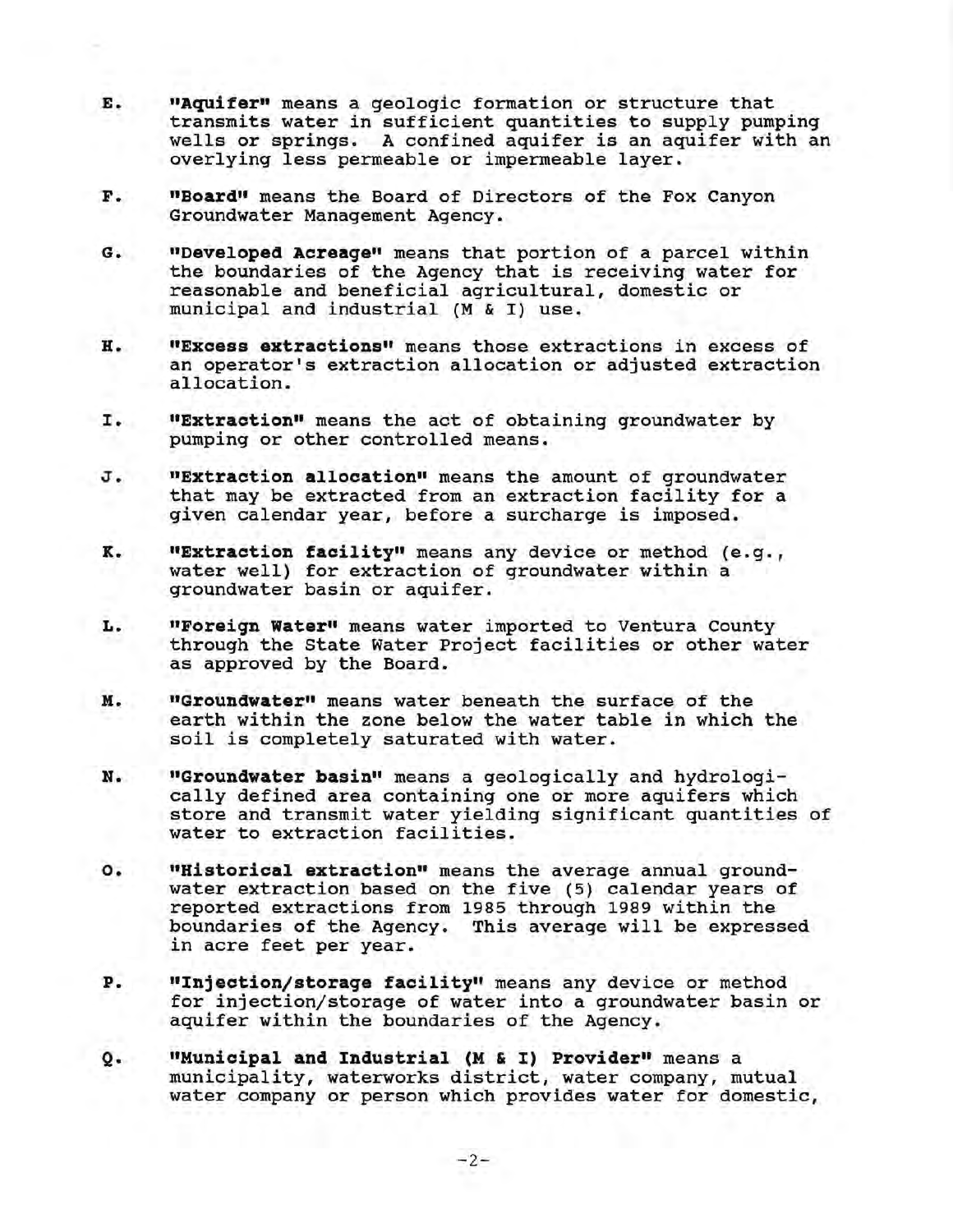E. **"Aquifer"** means a geologic formation or structure that transmits water in sufficient quantities to supply pumping wells or springs. A confined aquifer is an aquifer with an overlying less permeable or impermeable layer.

F. **"Board"** means the Board of Directors of the Fox Canyon Groundwater Management Agency.

G. **"Developed Acreage"** means that portion of a parcel within the boundaries of the Agency that is receiving water for reasonable and beneficial agricultural, domestic or municipal and industrial (M & I) use.

H. **"Excess extractions"** means those extractions in excess of an operator's extraction allocation or adjusted extraction allocation.

I. **"Extraction"** means the act of obtaining groundwater by pumping or other controlled means.

J. **"Extraction allocation"** means the amount of groundwater that may be extracted from an extraction facility for a given calendar year, before a surcharge is imposed.

K. **"Extraction facility"** means any device or method (e.g., water well) for extraction of groundwater within a groundwater basin or aquifer.

L. **"Foreign Water"** means water imported to Ventura County through the State Water Project facilities or other water as approved by the Board.

M. **"Groundwater"** means water beneath the surface of the earth within the zone below the water table in which the soil is completely saturated with water.

N. **"Groundwater basin"** means a geologically and hydrologically defined area containing one or more aquifers which store and transmit water yielding significant quantities of water to extraction facilities.

O. **"Historical extraction"** means the average annual groundwater extraction based on the five (5) calendar years of reported extractions from 1985 through 1989 within the boundaries of the Agency. This average will be expressed in acre feet per year.

P. **"Injection/storage facility"** means any device or method for injection/storage of water into a groundwater basin or aquifer within the boundaries of the Agency.

Q. **"Municipal and Industrial (M & I) Provider"** means a municipality, waterworks district, water company, mutual water company or person which provides water for domestic,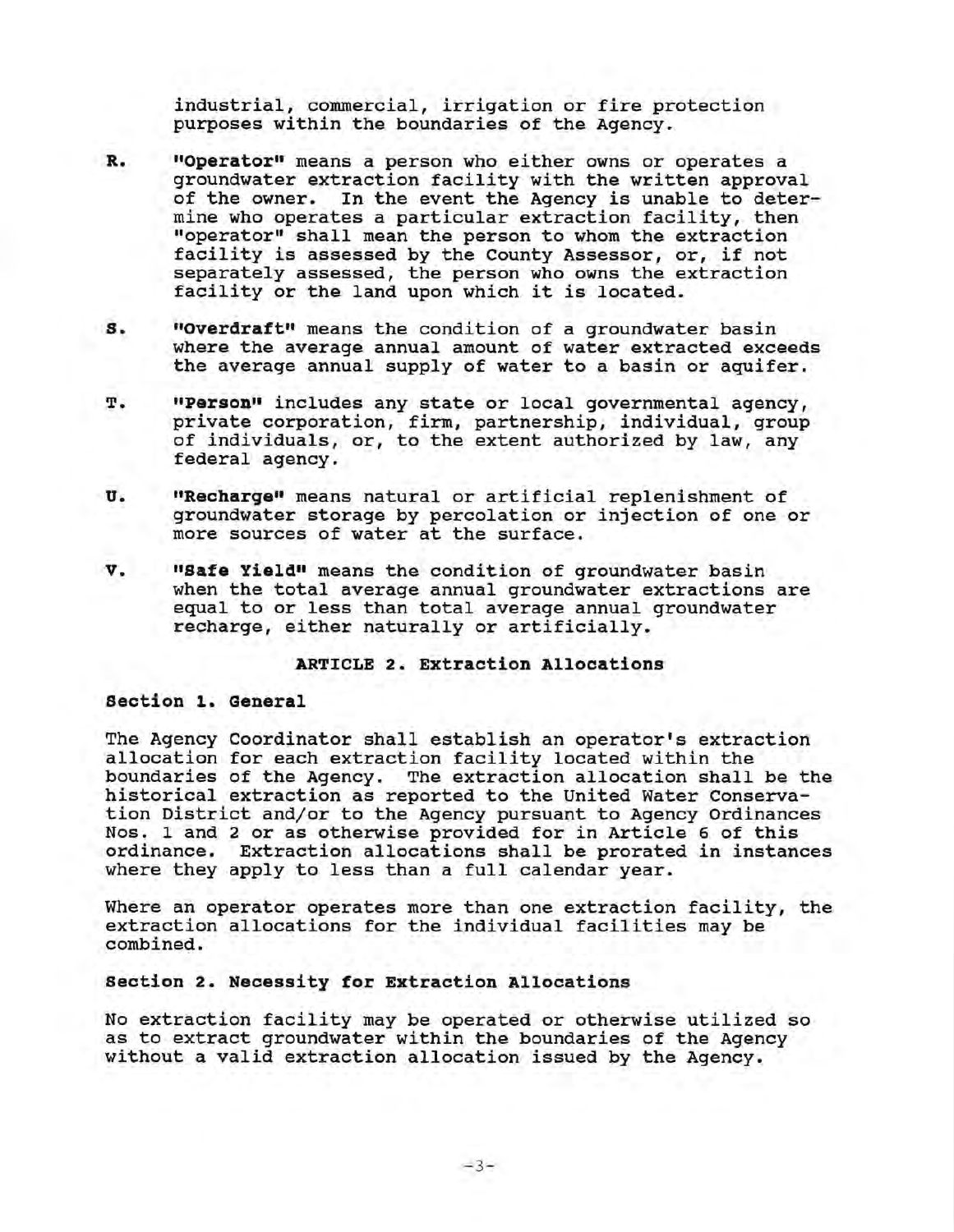industrial, commercial, irrigation or fire protection purposes within the boundaries of the Agency.

R. **"Operator"** means a person who either owns or operates a groundwater extraction facility with the written approval of the owner. In the event the Agency is unable to determine who operates a particular extraction facility, then "operator" shall mean the person to whom the extraction facility is assessed by the County Assessor, or, if not separately assessed, the person who owns the extraction facility or the land upon which it is located.

S. **"Overdraft"** means the condition of a groundwater basin where the average annual amount of water extracted exceeds the average annual supply of water to a basin or aquifer.

T. **"Person"** includes any state or local governmental agency, private corporation, firm, partnership, individual, group of individuals, or, to the extent authorized by law, any federal agency.

U. **"Recharge"** means natural or artificial replenishment of groundwater storage by percolation or injection of one or more sources of water at the surface.

V. **"Safe Yield"** means the condition of groundwater basin when the total average annual groundwater extractions are equal to or less than total average annual groundwater recharge, either naturally or artificially.

## ARTICLE 2. Extraction Allocations

### Section 1. General

The Agency Coordinator shall establish an operator's extraction allocation for each extraction facility located within the boundaries of the Agency. The extraction allocation shall be the historical extraction as reported to the United Water Conservation District and/or to the Agency pursuant to Agency Ordinances Nos. 1 and 2 or as otherwise provided for in Article 6 of this ordinance. Extraction allocations shall be prorated in instances where they apply to less than a full calendar year.

Where an operator operates more than one extraction facility, the extraction allocations for the individual facilities may be combined.

### Section 2. Necessity for Extraction Allocations

No extraction facility may be operated or otherwise utilized so as to extract groundwater within the boundaries of the Agency without a valid extraction allocation issued by the Agency.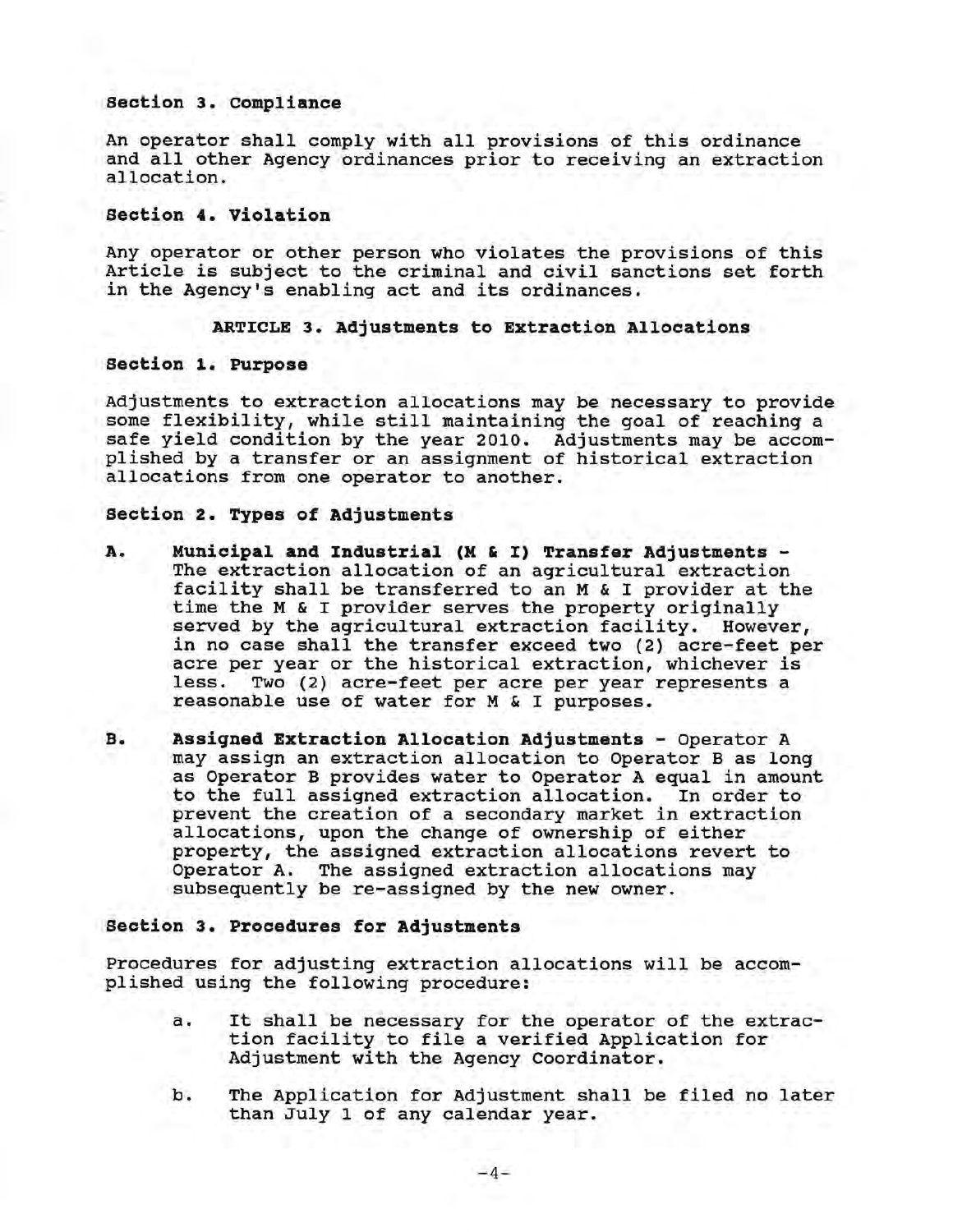**Section 3. Compliance**

An operator shall comply with all provisions of this ordinance and all other Agency ordinances prior to receiving an extraction allocation.

**Section 4. Violation**

Any operator or other person who violates the provisions of this Article is subject to the criminal and civil sanctions set forth in the Agency's enabling act and its ordinances.

## ARTICLE 3. Adjustments to Extraction Allocations

**Section 1. Purpose**

Adjustments to extraction allocations may be necessary to provide some flexibility, while still maintaining the goal of reaching a safe yield condition by the year 2010. Adjustments may be accomplished by a transfer or an assignment of historical extraction allocations from one operator to another.

**Section 2. Types of Adjustments**

**A. Municipal and Industrial (M & I) Transfer Adjustments -** The extraction allocation of an agricultural extraction facility shall be transferred to an M & I provider at the time the M & I provider serves the property originally served by the agricultural extraction facility. However, in no case shall the transfer exceed two (2) acre-feet per acre per year or the historical extraction, whichever is less. Two (2) acre-feet per acre per year represents a reasonable use of water for M & I purposes.

**B. Assigned Extraction Allocation Adjustments -** Operator A may assign an extraction allocation to Operator B as long as Operator B provides water to Operator A equal in amount to the full assigned extraction allocation. In order to prevent the creation of a secondary market in extraction allocations, upon the change of ownership of either property, the assigned extraction allocations revert to Operator A. The assigned extraction allocations may subsequently be re-assigned by the new owner.

**Section 3. Procedures for Adjustments**

Procedures for adjusting extraction allocations will be accomplished using the following procedure:

a. It shall be necessary for the operator of the extraction facility to file a verified Application for Adjustment with the Agency Coordinator.

b. The Application for Adjustment shall be filed no later than July 1 of any calendar year.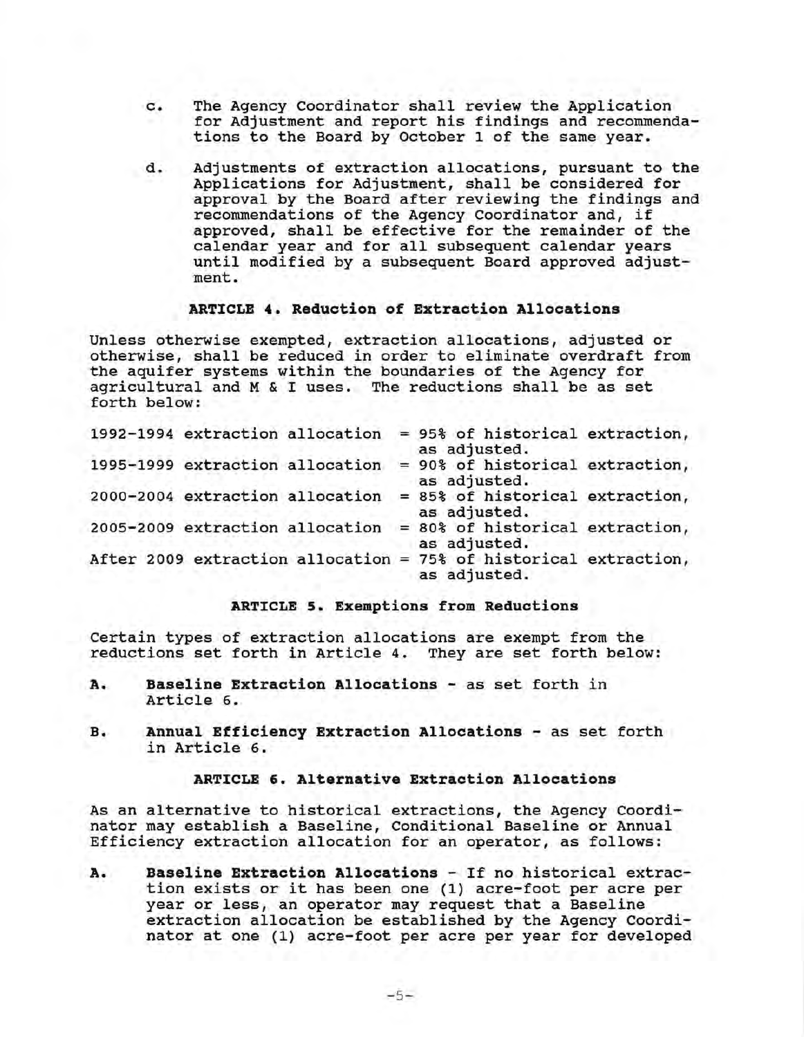c. The Agency Coordinator shall review the Application for Adjustment and report his findings and recommendations to the Board by October 1 of the same year.

d. Adjustments of extraction allocations, pursuant to the Applications for Adjustment, shall be considered for approval by the Board after reviewing the findings and recommendations of the Agency Coordinator and, if approved, shall be effective for the remainder of the calendar year and for all subsequent calendar years until modified by a subsequent Board approved adjustment.

### ARTICLE 4. Reduction of Extraction Allocations

Unless otherwise exempted, extraction allocations, adjusted or otherwise, shall be reduced in order to eliminate overdraft from the aquifer systems within the boundaries of the Agency for agricultural and M & I uses. The reductions shall be as set forth below:

| | |
|---|---|
| 1992-1994 extraction allocation | = 95% of historical extraction, as adjusted. |
| 1995-1999 extraction allocation | = 90% of historical extraction, as adjusted. |
| 2000-2004 extraction allocation | = 85% of historical extraction, as adjusted. |
| 2005-2009 extraction allocation | = 80% of historical extraction, as adjusted. |
| After 2009 extraction allocation | = 75% of historical extraction, as adjusted. |

### ARTICLE 5. Exemptions from Reductions

Certain types of extraction allocations are exempt from the reductions set forth in Article 4. They are set forth below:

A. **Baseline Extraction Allocations** - as set forth in Article 6.

B. **Annual Efficiency Extraction Allocations** - as set forth in Article 6.

### ARTICLE 6. Alternative Extraction Allocations

As an alternative to historical extractions, the Agency Coordinator may establish a Baseline, Conditional Baseline or Annual Efficiency extraction allocation for an operator, as follows:

A. **Baseline Extraction Allocations** - If no historical extraction exists or it has been one (1) acre-foot per acre per year or less, an operator may request that a Baseline extraction allocation be established by the Agency Coordinator at one (1) acre-foot per acre per year for developed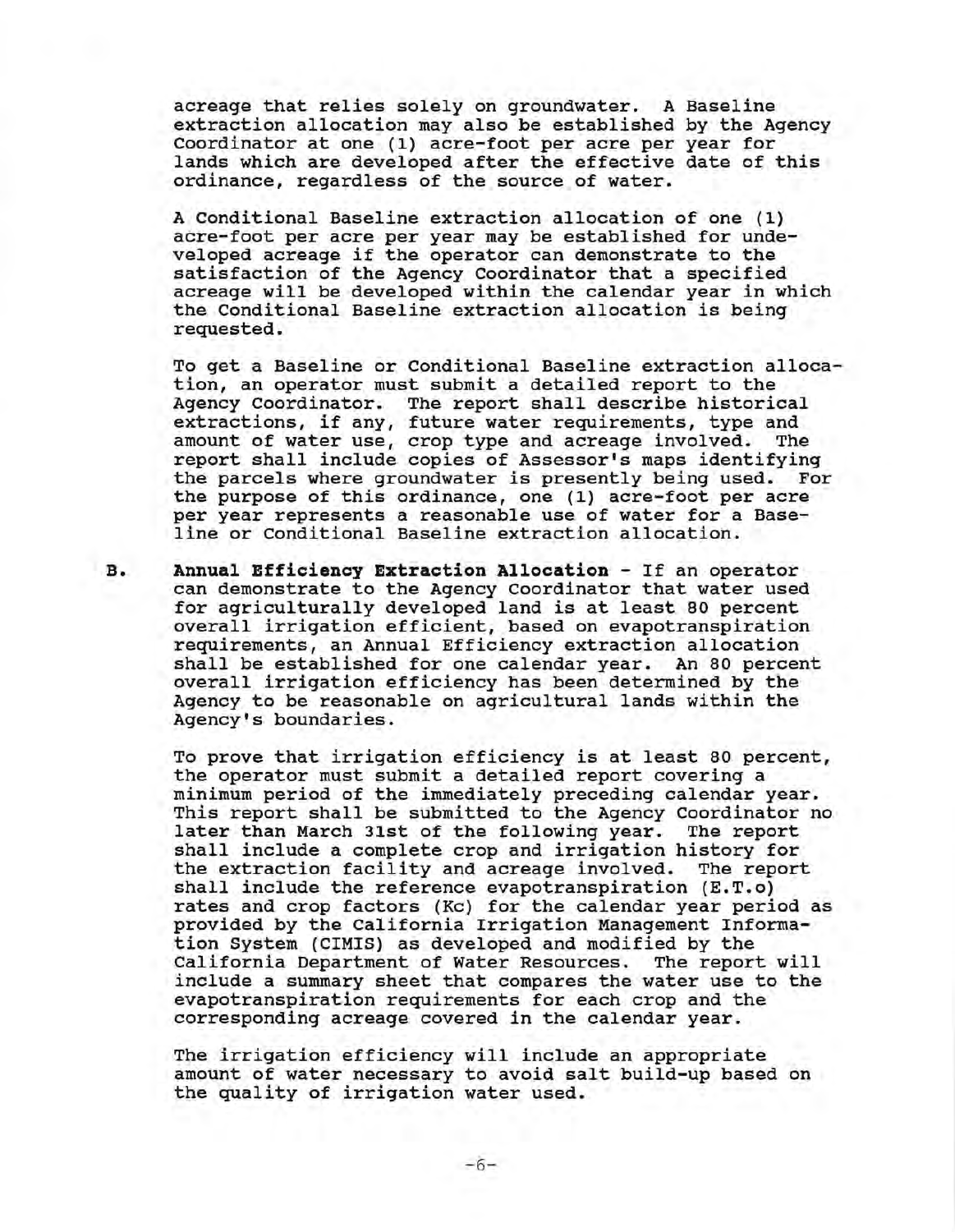acreage that relies solely on groundwater. A Baseline extraction allocation may also be established by the Agency Coordinator at one (1) acre-foot per acre per year for lands which are developed after the effective date of this ordinance, regardless of the source of water.

A Conditional Baseline extraction allocation of one (1) acre-foot per acre per year may be established for undeveloped acreage if the operator can demonstrate to the satisfaction of the Agency Coordinator that a specified acreage will be developed within the calendar year in which the Conditional Baseline extraction allocation is being requested.

To get a Baseline or Conditional Baseline extraction allocation, an operator must submit a detailed report to the Agency Coordinator. The report shall describe historical extractions, if any, future water requirements, type and amount of water use, crop type and acreage involved. The report shall include copies of Assessor's maps identifying the parcels where groundwater is presently being used. For the purpose of this ordinance, one (1) acre-foot per acre per year represents a reasonable use of water for a Baseline or Conditional Baseline extraction allocation.

B. **Annual Efficiency Extraction Allocation** - If an operator can demonstrate to the Agency Coordinator that water used for agriculturally developed land is at least 80 percent overall irrigation efficient, based on evapotranspiration requirements, an Annual Efficiency extraction allocation shall be established for one calendar year. An 80 percent overall irrigation efficiency has been determined by the Agency to be reasonable on agricultural lands within the Agency's boundaries.

To prove that irrigation efficiency is at least 80 percent, the operator must submit a detailed report covering a minimum period of the immediately preceding calendar year. This report shall be submitted to the Agency Coordinator no later than March 31st of the following year. The report shall include a complete crop and irrigation history for the extraction facility and acreage involved. The report shall include the reference evapotranspiration (E.T.o) rates and crop factors (Kc) for the calendar year period as provided by the California Irrigation Management Information System (CIMIS) as developed and modified by the California Department of Water Resources. The report will include a summary sheet that compares the water use to the evapotranspiration requirements for each crop and the corresponding acreage covered in the calendar year.

The irrigation efficiency will include an appropriate amount of water necessary to avoid salt build-up based on the quality of irrigation water used.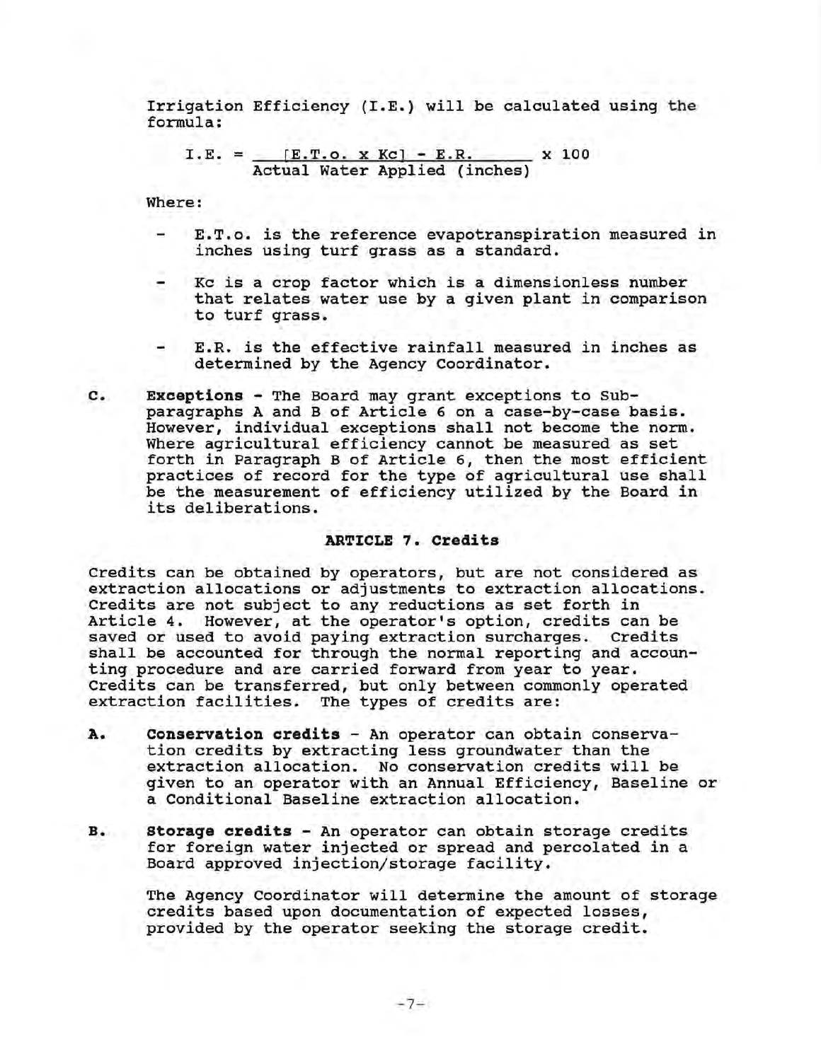Irrigation Efficiency (I.E.) will be calculated using the formula:

$$I.E. = \frac{[E.T.o. \times Kc] - E.R.}{\text{Actual Water Applied (inches)}} \times 100$$

Where:

- E.T.o. is the reference evapotranspiration measured in inches using turf grass as a standard.
- Kc is a crop factor which is a dimensionless number that relates water use by a given plant in comparison to turf grass.
- E.R. is the effective rainfall measured in inches as determined by the Agency Coordinator.

**C.** **Exceptions** - The Board may grant exceptions to Sub-paragraphs A and B of Article 6 on a case-by-case basis. However, individual exceptions shall not become the norm. Where agricultural efficiency cannot be measured as set forth in Paragraph B of Article 6, then the most efficient practices of record for the type of agricultural use shall be the measurement of efficiency utilized by the Board in its deliberations.

## ARTICLE 7. Credits

Credits can be obtained by operators, but are not considered as extraction allocations or adjustments to extraction allocations. Credits are not subject to any reductions as set forth in Article 4. However, at the operator's option, credits can be saved or used to avoid paying extraction surcharges. Credits shall be accounted for through the normal reporting and accounting procedure and are carried forward from year to year. Credits can be transferred, but only between commonly operated extraction facilities. The types of credits are:

**A.** **Conservation credits** - An operator can obtain conservation credits by extracting less groundwater than the extraction allocation. No conservation credits will be given to an operator with an Annual Efficiency, Baseline or a Conditional Baseline extraction allocation.

**B.** **Storage credits** - An operator can obtain storage credits for foreign water injected or spread and percolated in a Board approved injection/storage facility.

The Agency Coordinator will determine the amount of storage credits based upon documentation of expected losses, provided by the operator seeking the storage credit.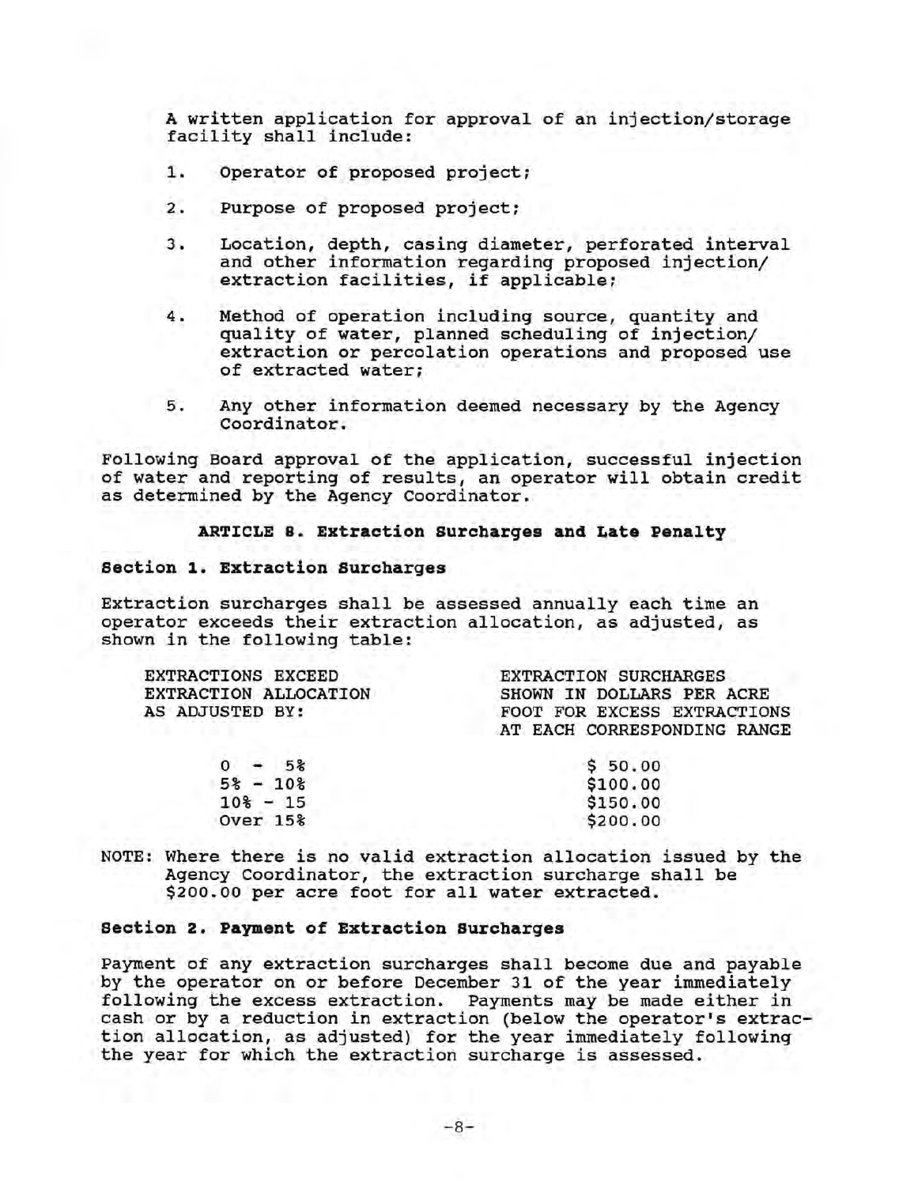A written application for approval of an injection/storage facility shall include:

1. Operator of proposed project;
2. Purpose of proposed project;
3. Location, depth, casing diameter, perforated interval and other information regarding proposed injection/extraction facilities, if applicable;
4. Method of operation including source, quantity and quality of water, planned scheduling of injection/extraction or percolation operations and proposed use of extracted water;
5. Any other information deemed necessary by the Agency Coordinator.

Following Board approval of the application, successful injection of water and reporting of results, an operator will obtain credit as determined by the Agency Coordinator.

## ARTICLE 8. Extraction Surcharges and Late Penalty

### Section 1. Extraction Surcharges

Extraction surcharges shall be assessed annually each time an operator exceeds their extraction allocation, as adjusted, as shown in the following table:

| EXTRACTIONS EXCEED EXTRACTION ALLOCATION AS ADJUSTED BY: | EXTRACTION SURCHARGES SHOWN IN DOLLARS PER ACRE FOOT FOR EXCESS EXTRACTIONS AT EACH CORRESPONDING RANGE |
|---|---|
| 0 - 5% | $ 50.00 |
| 5% - 10% | $100.00 |
| 10% - 15 | $150.00 |
| Over 15% | $200.00 |

NOTE: Where there is no valid extraction allocation issued by the Agency Coordinator, the extraction surcharge shall be $200.00 per acre foot for all water extracted.

### Section 2. Payment of Extraction Surcharges

Payment of any extraction surcharges shall become due and payable by the operator on or before December 31 of the year immediately following the excess extraction. Payments may be made either in cash or by a reduction in extraction (below the operator's extraction allocation, as adjusted) for the year immediately following the year for which the extraction surcharge is assessed.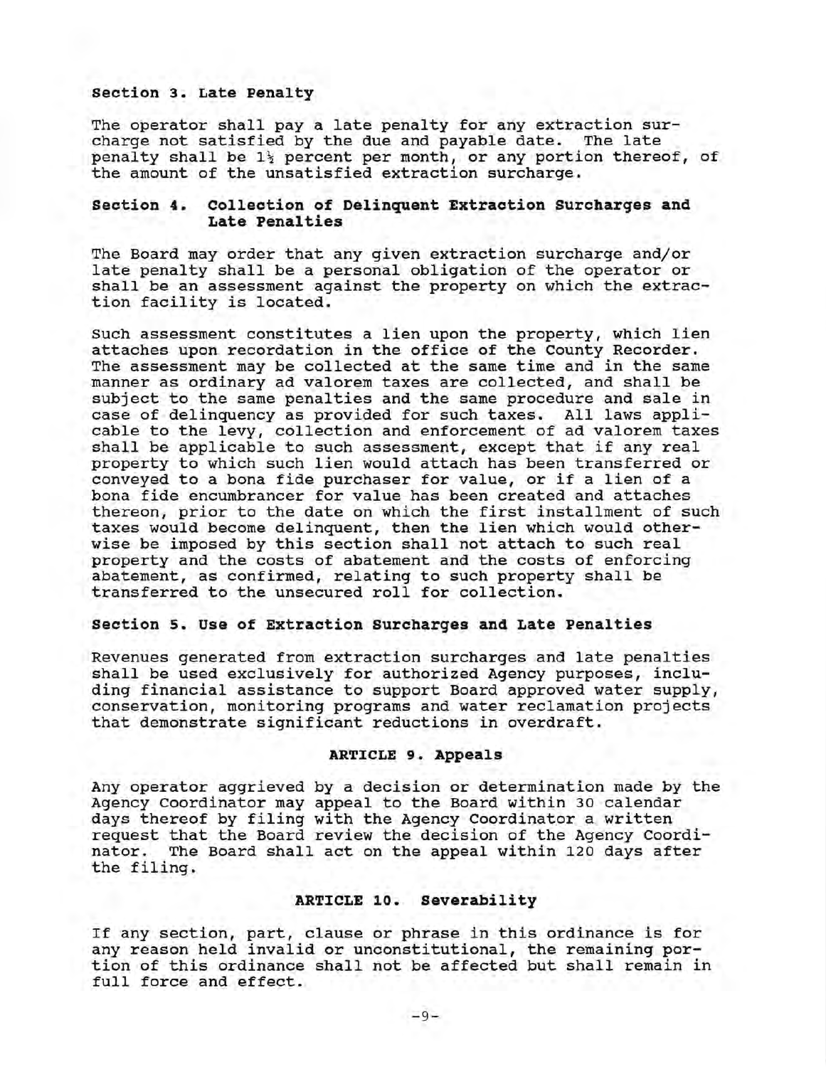### Section 3. Late Penalty

The operator shall pay a late penalty for any extraction surcharge not satisfied by the due and payable date. The late penalty shall be 1½ percent per month, or any portion thereof, of the amount of the unsatisfied extraction surcharge.

### Section 4. Collection of Delinquent Extraction Surcharges and Late Penalties

The Board may order that any given extraction surcharge and/or late penalty shall be a personal obligation of the operator or shall be an assessment against the property on which the extraction facility is located.

Such assessment constitutes a lien upon the property, which lien attaches upon recordation in the office of the County Recorder. The assessment may be collected at the same time and in the same manner as ordinary ad valorem taxes are collected, and shall be subject to the same penalties and the same procedure and sale in case of delinquency as provided for such taxes. All laws applicable to the levy, collection and enforcement of ad valorem taxes shall be applicable to such assessment, except that if any real property to which such lien would attach has been transferred or conveyed to a bona fide purchaser for value, or if a lien of a bona fide encumbrancer for value has been created and attaches thereon, prior to the date on which the first installment of such taxes would become delinquent, then the lien which would otherwise be imposed by this section shall not attach to such real property and the costs of abatement and the costs of enforcing abatement, as confirmed, relating to such property shall be transferred to the unsecured roll for collection.

### Section 5. Use of Extraction Surcharges and Late Penalties

Revenues generated from extraction surcharges and late penalties shall be used exclusively for authorized Agency purposes, including financial assistance to support Board approved water supply, conservation, monitoring programs and water reclamation projects that demonstrate significant reductions in overdraft.

## ARTICLE 9. Appeals

Any operator aggrieved by a decision or determination made by the Agency Coordinator may appeal to the Board within 30 calendar days thereof by filing with the Agency Coordinator a written request that the Board review the decision of the Agency Coordinator. The Board shall act on the appeal within 120 days after the filing.

## ARTICLE 10. Severability

If any section, part, clause or phrase in this ordinance is for any reason held invalid or unconstitutional, the remaining portion of this ordinance shall not be affected but shall remain in full force and effect.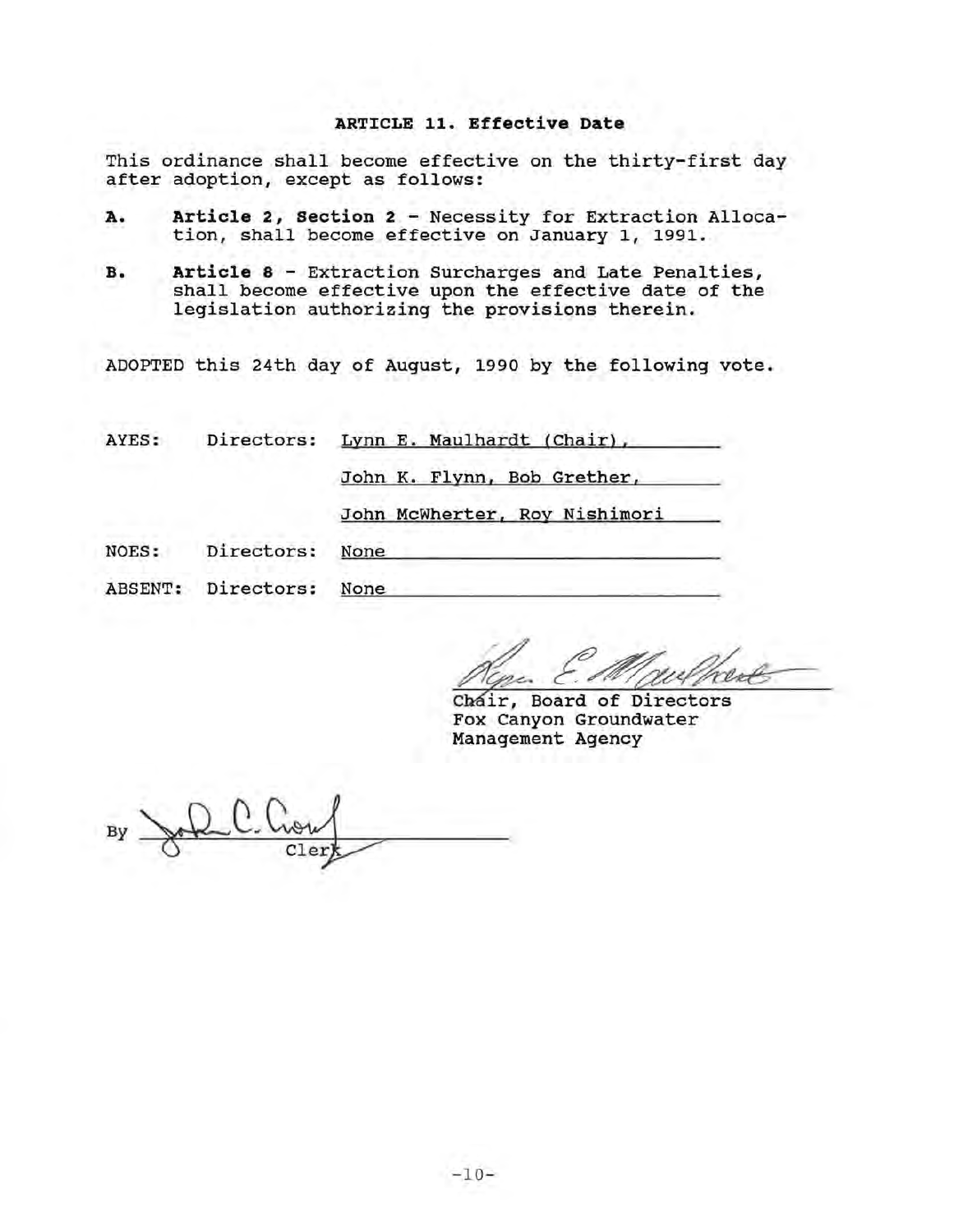### ARTICLE 11. Effective Date

This ordinance shall become effective on the thirty-first day after adoption, except as follows:

**A.** **Article 2, Section 2** - Necessity for Extraction Allocation, shall become effective on January 1, 1991.

**B.** **Article 8** - Extraction Surcharges and Late Penalties, shall become effective upon the effective date of the legislation authorizing the provisions therein.

ADOPTED this 24th day of August, 1990 by the following vote.

AYES: Directors: Lynn E. Maulhardt (Chair), John K. Flynn, Bob Grether, John McWherter, Roy Nishimori

NOES: Directors: None

ABSENT: Directors: None

Chair, Board of Directors
Fox Canyon Groundwater
Management Agency

By
Clerk